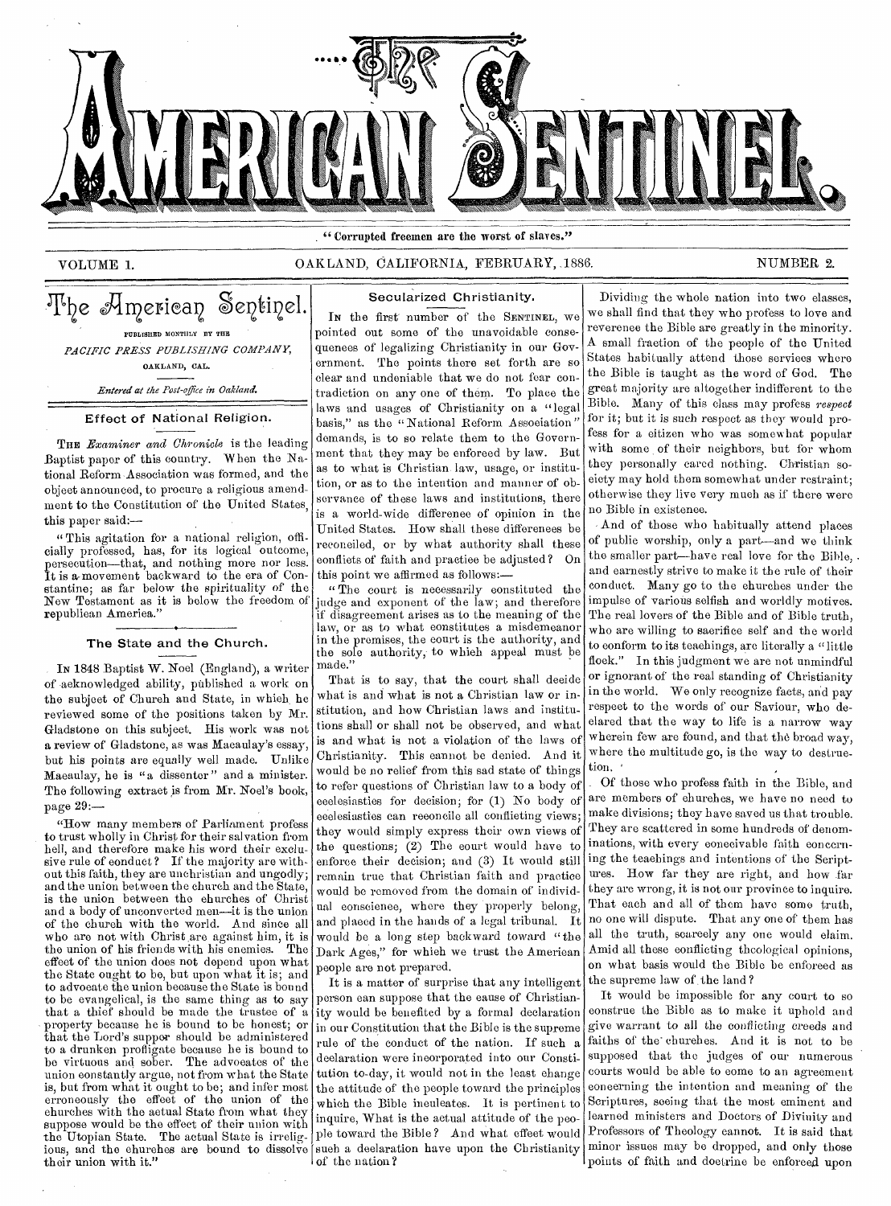# The American Sentinel.

"Corrupted freemen are the worst of slaves."

VOLUME 1. OAKLAND, CALIFORNIA, FEBRUARY, 1886. NUMBER 2.

## The American Sentinel.

PUBLISHED MONTHLY BY THE

*PACIFIC PRESS PUBLISHING COMPANY,*

OAKLAND, CAL.

*Entered at the Post-office in Oakland.*

### Effect of National Religion.

THE *Examiner and Chronicle* is the leading Baptist paper of this country. When the National Reform Association was formed, and the object announced, to procure a religious amendment to the Constitution of the United States, this paper said:—

"This agitation for a national religion, officially professed, has, for its logical outcome, persecution—that, and nothing more nor less. It is a movement backward to the era of Constantine; as far below the spirituality of the New Testament as it is below the freedom of republican America."

### The State and the Church.

IN 1848 Baptist W. Noel (England), a writer of acknowledged ability, published a work on the subject of Church and State, in which he reviewed some of the positions taken by Mr. Gladstone on this subject. His work was not a review of Gladstone, as was Macaulay's essay, but his points are equally well made. Unlike Macaulay, he is "a dissenter" and a minister. The following extract is from Mr. Noel's book, page 29:—

"How many members of Parliament profess to trust wholly in Christ for their salvation from hell, and therefore make his word their exclusive rule of conduct? If the majority are without this faith, they are unchristian and ungodly; and the union between the church and the State, is the union between the churches of Christ and a body of unconverted men—it is the union of the church with the world. And since all who are not with Christ are against him, it is the union of his friends with his enemies. The effect of the union does not depend upon what the State ought to be, but upon what it is; and to advocate the union because the State is bound to be evangelical, is the same thing as to say that a thief should be made the trustee of a property because he is bound to be honest; or that the Lord's supper should be administered to a drunken profligate because he is bound to be virtuous and sober. The advocates of the union constantly argue, not from what the State is, but from what it ought to be; and infer most erroneously the effect of the union of the churches with the actual State from what they suppose would be the effect of their union with the Utopian State. The actual State is irreligious, and the churches are bound to dissolve their union with it."

### Secularized Christianity.

IN the first number of the SENTINEL, we pointed out some of the unavoidable consequences of legalizing Christianity in our Government. The points there set forth are so clear and undeniable that we do not fear contradiction on any one of them. To place the laws and usages of Christianity on a "legal basis," as the "National Reform Association" demands, is to so relate them to the Government that they may be enforced by law. But as to what is Christian law, usage, or institution, or as to the intention and manner of observance of these laws and institutions, there is a world-wide difference of opinion in the United States. How shall these differences be reconciled, or by what authority shall these conflicts of faith and practice be adjusted? On this point we affirmed as follows:—

"The court is necessarily constituted the judge and exponent of the law; and therefore if disagreement arises as to the meaning of the law, or as to what constitutes a misdemeanor in the premises, the court is the authority, and the sole authority, to which appeal must be made."

That is to say, that the court shall decide what is and what is not a Christian law or institution, and how Christian laws and institutions shall or shall not be observed, and what is and what is not a violation of the laws of Christianity. This cannot be denied. And it would be no relief from this sad state of things to refer questions of Christian law to a body of ecclesiastics for decision; for (1) No body of ecclesiastics can reconcile all conflicting views; they would simply express their own views of the questions; (2) The court would have to enforce their decision; and (3) It would still remain true that Christian faith and practice would be removed from the domain of individual conscience, where they properly belong, and placed in the hands of a legal tribunal. It would be a long step backward toward "the Dark Ages," for which we trust the American people are not prepared.

It is a matter of surprise that any intelligent person can suppose that the cause of Christianity would be benefited by a formal declaration in our Constitution that the Bible is the supreme rule of the conduct of the nation. If such a declaration were incorporated into our Constitution to-day, it would not in the least change the attitude of the people toward the principles which the Bible inculcates. It is pertinent to inquire, What is the actual attitude of the people toward the Bible? And what effect would such a declaration have upon the Christianity of the nation?

Dividing the whole nation into two classes, we shall find that they who profess to love and reverence the Bible are greatly in the minority. A small fraction of the people of the United States habitually attend those services where the Bible is taught as the word of God. The great majority are altogether indifferent to the Bible. Many of this class may profess *respect* for it; but it is such respect as they would profess for a citizen who was somewhat popular with some of their neighbors, but for whom they personally cared nothing. Christian society may hold them somewhat under restraint; otherwise they live very much as if there were no Bible in existence.

And of those who habitually attend places of public worship, only a part—and we think the smaller part—have real love for the Bible, and earnestly strive to make it the rule of their conduct. Many go to the churches under the impulse of various selfish and worldly motives. The real lovers of the Bible and of Bible truth, who are willing to sacrifice self and the world to conform to its teachings, are literally a "little flock." In this judgment we are not unmindful or ignorant of the real standing of Christianity in the world. We only recognize facts, and pay respect to the words of our Saviour, who declared that the way to life is a narrow way wherein few are found, and that the broad way, where the multitude go, is the way to destruction.

Of those who profess faith in the Bible, and are members of churches, we have no need to make divisions; they have saved us that trouble. They are scattered in some hundreds of denominations, with every conceivable faith concerning the teachings and intentions of the Scriptures. How far they are right, and how far they are wrong, it is not our province to inquire. That each and all of them have some truth, no one will dispute. That any one of them has all the truth, scarcely any one would claim. Amid all these conflicting theological opinions, on what basis would the Bible be enforced as the supreme law of the land?

It would be impossible for any court to so construe the Bible as to make it uphold and give warrant to all the conflicting creeds and faiths of the churches. And it is not to be supposed that the judges of our numerous courts would be able to come to an agreement concerning the intention and meaning of the Scriptures, seeing that the most eminent and learned ministers and Doctors of Divinity and Professors of Theology cannot. It is said that minor issues may be dropped, and only those points of faith and doctrine be enforced upon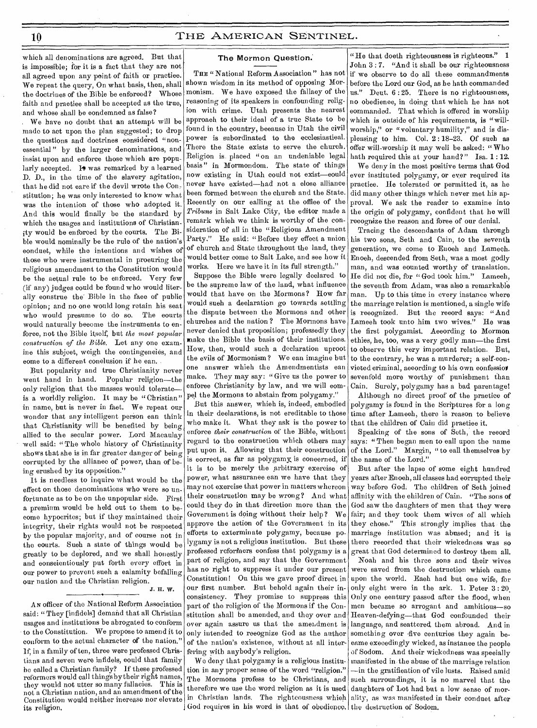which all denominations are agreed. But that is impossible; for it is a fact that they are not all agreed upon any point of faith or practice. We repeat the query, On what basis, then, shall the doctrines of the Bible be enforced? Whose faith and practice shall be accepted as the true, and whose shall be condemned as false?

We have no doubt that an attempt will be made to act upon the plan suggested; to drop the questions and doctrines considered "non-essential" by the larger denominations, and insist upon and enforce those which are popularly accepted. It was remarked by a learned D. D., in the time of the slavery agitation, that he did not care if the devil wrote the Constitution; he was only interested to know what was the intention of those who adopted it. And this would finally be the standard by which the usages and institutions of Christianity would be enforced by the courts. The Bible would nominally be the rule of the nation's conduct, while the intentions and wishes of those who were instrumental in procuring the religious amendment to the Constitution would be the actual rule to be enforced. Very few (if any) judges could be found who would literally construe the Bible in the face of public opinion; and no one would long retain his seat who would presume to do so. The courts would naturally become the instruments to enforce, not the Bible itself, but *the most popular construction of the Bible.* Let any one examine this subject, weigh the contingencies, and come to a different conclusion if he can.

But popularity and true Christianity never went hand in hand. Popular religion—the only religion that the masses would tolerate—is a worldly religion. It may be "Christian" in name, but is never in fact. We repeat our wonder that any intelligent person can think that Christianity will be benefited by being allied to the secular power. Lord Macaulay well said: "The whole history of Christianity shows that she is in far greater danger of being corrupted by the alliance of power, than of being crushed by its opposition."

It is needless to inquire what would be the effect on those denominations who were so unfortunate as to be on the unpopular side. First a premium would be held out to them to become hypocrites; but if they maintained their integrity, their rights would not be respected by the popular majority, and of course not in the courts. Such a state of things would be greatly to be deplored, and we shall honestly and conscientiously put forth every effort in our power to prevent such a calamity befalling our nation and the Christian religion.

J. H. W.

---

AN officer of the National Reform Association said: "They [infidels] demand that all Christian usages and institutions be abrogated to conform to the Constitution. We propose to amend it to conform to the actual character of the nation." If, in a family of ten, three were professed Christians and seven were infidels, could that family be called a Christian family? If these professed reformers would call things by their right names, they would not utter so many fallacies. This is not a Christian nation, and an amendment of the Constitution would neither increase nor elevate its religion.

## The Mormon Question.

THE "National Reform Association" has not shown wisdom in its method of opposing Mormonism. We have exposed the fallacy of the reasoning of its speakers in confounding religion with crime. Utah presents the nearest approach to their ideal of a true State to be found in the country, because in Utah the civil power is subordinated to the ecclesiastical. There the State exists to serve the church. Religion is placed "on an undeniable legal basis" in Mormondom. The state of things now existing in Utah could not exist—could never have existed—had not a close alliance been formed between the church and the State. Recently on our calling at the office of the *Tribune* in Salt Lake City, the editor made a remark which we think is worthy of the consideration of all in the "Religious Amendment Party." He said: "Before they effect a union of church and State throughout the land, they would better come to Salt Lake, and see how it works. Here we have it in its full strength."

Suppose the Bible were legally declared to be the supreme law of the land, what influence would that have on the Mormons? How far would such a declaration go towards settling the dispute between the Mormons and other churches and the nation? The Mormons have never denied that proposition; professedly they make the Bible the basis of their institutions. How, then, would such a declaration uproot the evils of Mormonism? We can imagine but one answer which the Amendmentists can make. They may say: "Give us the power to enforce Christianity by law, and we will compel the Mormons to abstain from polygamy."

But this answer, which is, indeed, embodied in their declarations, is not creditable to those who make it. What they ask is the power to enforce *their construction* of the Bible, without regard to the construction which others may put upon it. Allowing that their construction is correct, as far as polygamy is concerned, if it is to be merely the arbitrary exercise of power, what assurance can we have that they may not exercise that power in matters whereon their construction may be wrong? And what could they do in that direction more than the Government is doing without their help? We approve the action of the Government in its efforts to exterminate polygamy, because polygamy is not a religious institution. But these professed reformers confess that polygamy is a part of religion, and say that the Government has no right to suppress it under our present Constitution! On this we gave proof direct in our first number. But behold again their inconsistency. They promise to suppress this part of the religion of the Mormons if the Constitution shall be amended, and they over and over again assure us that the amendment is only intended to recognize God as the author of the nation's existence, without at all interfering with anybody's religion.

We deny that polygamy is a religious institution in any proper sense of the word "religion." The Mormons profess to be Christians, and therefore we use the word religion as it is used in Christian lands. The righteousness which God requires in his word is that of obedience. "He that doeth righteousness is righteous." 1 John 3:7. "And it shall be our righteousness if we observe to do all these commandments before the Lord our God, as he hath commanded us." Deut. 6:25. There is no righteousness, no obedience, in doing that which he has not commanded. That which is offered in worship which is outside of his requirements, is "will-worship," or "voluntary humility," and is displeasing to him. Col. 2:18-23. Of such as offer will-worship it may well be asked: "Who hath required this at your hand?" Isa. 1:12.

We deny in the most positive terms that God ever instituted polygamy, or ever required its practice. He tolerated or permitted it, as he did many other things which never met his approval. We ask the reader to examine into the origin of polygamy, confident that he will recognize the reason and force of our denial.

Tracing the descendants of Adam through his two sons, Seth and Cain, to the seventh generation, we come to Enoch and Lamech. Enoch, descended from Seth, was a most godly man, and was counted worthy of translation. He did not die, for "God took him." Lamech, the seventh from Adam, was also a remarkable man. Up to this time in every instance where the marriage relation is mentioned, a single wife is recognized. But the record says: "And Lamech took unto him two wives." He was the first polygamist. According to Mormon ethics, he, too, was a very godly man—the first to observe this very important relation. But, to the contrary, he was a murderer; a self-convicted criminal, according to his own confession sevenfold more worthy of punishment than Cain. Surely, polygamy has a bad parentage!

Although no direct proof of the practice of polygamy is found in the Scriptures for a long time after Lamech, there is reason to believe that the children of Cain did practice it.

Speaking of the sons of Seth, the record says: "Then began men to call upon the name of the Lord." Margin, "to call themselves by the name of the Lord."

But after the lapse of some eight hundred years after Enoch, all classes had corrupted their way before God. The children of Seth joined affinity with the children of Cain. "The sons of God saw the daughters of men that they were fair; and they took them wives of all which they chose." This strongly implies that the marriage institution was abused; and it is there recorded that their wickedness was so great that God determined to destroy them all.

Noah and his three sons and their wives were saved from the destruction which came upon the world. Each had but one wife, for only eight were in the ark. 1. Peter 3:20. Only one century passed after the flood, when men became so arrogant and ambitious—so Heaven-defying—that God confounded their language, and scattered them abroad. And in something over five centuries they again became exceedingly wicked, as instance the people of Sodom. And their wickedness was specially manifested in the abuse of the marriage relation—in the gratification of vile lusts. Raised amid such surroundings, it is no marvel that the daughters of Lot had but a low sense of morality, as was manifested in their conduct after the destruction of Sodom.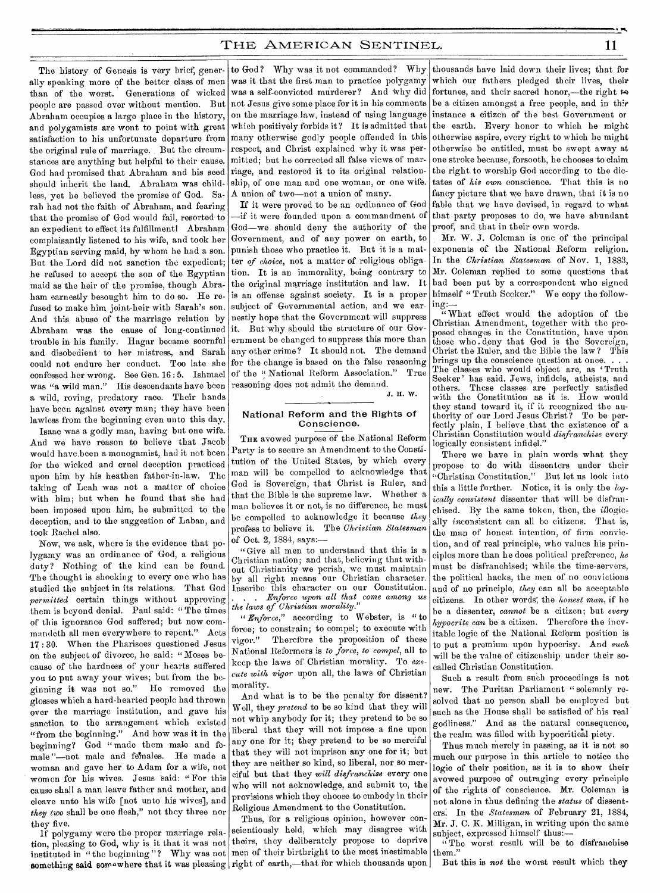The history of Genesis is very brief, generally speaking more of the better class of men than of the worst. Generations of wicked people are passed over without mention. But Abraham occupies a large place in the history, and polygamists are wont to point with great satisfaction to his unfortunate departure from the original rule of marriage. But the circumstances are anything but helpful to their cause. God had promised that Abraham and his seed should inherit the land. Abraham was childless, yet he believed the promise of God. Sarah had not the faith of Abraham, and fearing that the promise of God would fail, resorted to an expedient to effect its fulfillment! Abraham complaisantly listened to his wife, and took her Egyptian serving maid, by whom he had a son. But the Lord did not sanction the expedient; he refused to accept the son of the Egyptian maid as the heir of the promise, though Abraham earnestly besought him to do so. He refused to make him joint-heir with Sarah's son. And this abuse of the marriage relation by Abraham was the cause of long-continued trouble in his family. Hagar became scornful and disobedient to her mistress, and Sarah could not endure her conduct. Too late she confessed her wrong. See Gen. 16:5. Ishmael was "a wild man." His descendants have been a wild, roving, predatory race. Their hands have been against every man; they have been lawless from the beginning even unto this day.

Isaac was a godly man, having but one wife. And we have reason to believe that Jacob would have been a monogamist, had it not been for the wicked and cruel deception practiced upon him by his heathen father-in-law. The taking of Leah was not a matter of choice with him; but when he found that she had been imposed upon him, he submitted to the deception, and to the suggestion of Laban, and took Rachel also.

Now, we ask, where is the evidence that polygamy was an ordinance of God, a religious duty? Nothing of the kind can be found. The thought is shocking to every one who has studied the subject in its relations. That God *permitted* certain things without approving them is beyond denial. Paul said: "The times of this ignorance God suffered; but now commandeth all men everywhere to repent." Acts 17:30. When the Pharisees questioned Jesus on the subject of divorce, he said: "Moses because of the hardness of your hearts suffered you to put away your wives; but from the beginning it was not so." He removed the glosses which a hard-hearted people had thrown over the marriage institution, and gave his sanction to the arrangement which existed "from the beginning." And how was it in the beginning? God "made them male and female"—not male and females. He made a woman and gave her to Adam for a wife, not women for his wives. Jesus said: "For this cause shall a man leave father and mother, and cleave unto his wife [not unto his wives], and *they two* shall be one flesh," not they three nor they five.

If polygamy were the proper marriage relation, pleasing to God, why is it that it was not instituted in "the beginning"? Why was not something said somewhere that it was pleasing to God? Why was it not commanded? Why was it that the first man to practice polygamy was a self-convicted murderer? And why did not Jesus give some place for it in his comments on the marriage law, instead of using language which positively forbids it? It is admitted that many otherwise godly people offended in this respect, and Christ explained why it was permitted; but he corrected all false views of marriage, and restored it to its original relationship, of one man and one woman, or one wife. A union of two—not a union of many.

If it were proved to be an ordinance of God—if it were founded upon a commandment of God—we should deny the authority of the Government, and of any power on earth, to punish those who practice it. But it is a matter *of choice*, not a matter of religious obligation. It is an immorality, being contrary to the original marriage institution and law. It is an offense against society. It is a proper subject of Governmental action, and we earnestly hope that the Government will suppress it. But why should the structure of our Government be changed to suppress this more than any other crime? It should not. The demand for the change is based on the false reasoning of the "National Reform Association." True reasoning does not admit the demand.

J. H. W.

## National Reform and the Rights of Conscience.

The avowed purpose of the National Reform Party is to secure an Amendment to the Constitution of the United States, by which every man will be compelled to acknowledge that God is Sovereign, that Christ is Ruler, and that the Bible is the supreme law. Whether a man believes it or not, is no difference, he must be compelled to acknowledge it because *they* profess to believe it. The *Christian Statesman* of Oct. 2, 1884, says:—

"Give all men to understand that this is a Christian nation; and that, believing that without Christianity we perish, we must maintain by all right means our Christian character. Inscribe this character on our Constitution. . . . *Enforce upon all that come among us the laws of Christian morality.*"

"*Enforce*," according to Webster, is "to force; to constrain; to compel; to execute with vigor." Therefore the proposition of these National Reformers is *to force, to compel*, all to keep the laws of Christian morality. To *execute with vigor* upon all, the laws of Christian morality.

And what is to be the penalty for dissent? Well, they *pretend* to be so kind that they will not whip anybody for it; they pretend to be so liberal that they will not impose a fine upon any one for it; they pretend to be so merciful that they will not imprison any one for it; but they are neither so kind, so liberal, nor so merciful but that they *will disfranchise* every one who will not acknowledge, and submit to, the provisions which they choose to embody in their Religious Amendment to the Constitution.

Thus, for a religious opinion, however conscientiously held, which may disagree with theirs, they deliberately propose to deprive men of their birthright to the most inestimable right of earth,—that for which thousands upon thousands have laid down their lives; that for which our fathers pledged their lives, their fortunes, and their sacred honor,—the right to be a citizen amongst a free people, and in their instance a citizen of the best Government on the earth. Every honor to which he might otherwise aspire, every right to which he might otherwise be entitled, must be swept away at one stroke because, forsooth, he chooses to claim the right to worship God according to the dictates of *his own* conscience. That this is no fancy picture that we have drawn, that it is no fable that we have devised, in regard to what that party proposes to do, we have abundant proof, and that in their own words.

Mr. W. J. Coleman is one of the principal exponents of the National Reform religion. In the *Christian Statesman* of Nov. 1, 1883, Mr. Coleman replied to some questions that had been put by a correspondent who signed himself "Truth Seeker." We copy the following:—

"What effect would the adoption of the Christian Amendment, together with the proposed changes in the Constitution, have upon those who deny that God is the Sovereign, Christ the Ruler, and the Bible the law? This brings up the conscience question at once. . . . The classes who would object are, as 'Truth Seeker' has said, Jews, infidels, atheists, and others. These classes are perfectly satisfied with the Constitution as it is. How would they stand toward it, if it recognized the authority of our Lord Jesus Christ? To be perfectly plain, I believe that the existence of a Christian Constitution would *disfranchise* every logically consistent infidel."

There we have in plain words what they propose to do with dissenters under their "Christian Constitution." But let us look into this a little further. Notice, it is only the *logically consistent* dissenter that will be disfranchised. By the same token, then, the *illogically inconsistent* can all be citizens. That is, the man of honest intention, of firm conviction, and of real principle, who values his principles more than he does political preference, *he* must be disfranchised; while the time-servers, the political hacks, the men of no convictions and of no principle, *they* can all be acceptable citizens. In other words, the *honest man*, if he be a dissenter, *cannot* be a citizen; but *every hypocrite can* be a citizen. Therefore the inevitable logic of the National Reform position is to put a premium upon hypocrisy. And *such* will be the value of citizenship under their so-called Christian Constitution.

Such a result from such proceedings is not new. The Puritan Parliament "solemnly resolved that no person shall be employed but such as the House shall be satisfied of his real godliness." And as the natural consequence, the realm was filled with hypocritical piety.

Thus much merely in passing, as it is not so much our purpose in this article to notice the logic of their position, as it is to show their avowed purpose of outraging every principle of the rights of conscience. Mr. Coleman is not alone in thus defining the *status* of dissenters. In the *Statesman* of February 21, 1884, Mr. J. C. K. Milligan, in writing upon the same subject, expressed himself thus:—

"The worst result will be to disfranchise them."

But this is *not* the worst result which they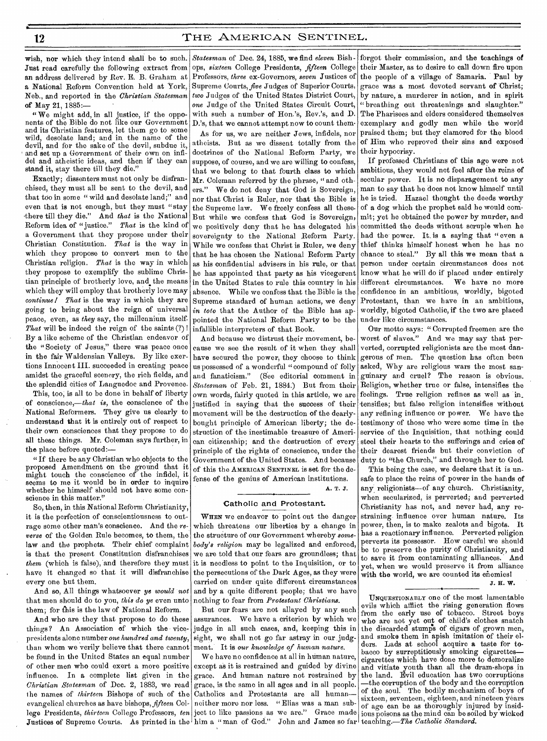wish, nor which they intend shall be to such. Just read carefully the following extract from an address delivered by Rev. E. B. Graham at a National Reform Convention held at York, Neb., and reported in the *Christian Statesman* of May 21, 1885:—

"We might add, in all justice, if the opponents of the Bible do not like our Government and its Christian features, let them go to some wild, desolate land; and in the name of the devil, and for the sake of the devil, subdue it, and set up a Government of their own on infidel and atheistic ideas, and then if they can stand it, stay there till they die."

Exactly; dissenters must not only be disfranchised, they must all be sent to the devil, and that too in some "wild and desolate land;" and even that is not enough, but they must "stay there till they die." And *that* is the National Reform idea of "justice." *That* is the kind of a Government that they propose under their Christian Constitution. *That* is the way in which they propose to convert men to the Christian religion. *That* is the way in which they propose to exemplify the sublime Christian principle of brotherly love, and the means which they will employ that brotherly love may *continue!* *That* is the way in which they are going to bring about the reign of universal peace, even, as *they* say, the millennium itself. *That* will be indeed the reign of the saints (?)! By a like scheme of the Christian endeavor of the "Society of Jesus," there was peace once in the fair Waldensian Valleys. By like exertions Innocent III. succeeded in creating peace amidst the graceful scenery, the rich fields, and the splendid cities of Languedoc and Provence.

This, too, is all to be done in behalf of liberty of conscience,—*that is*, the conscience of the National Reformers. They give us clearly to understand that it is entirely out of respect to their own consciences that they propose to do all these things. Mr. Coleman says further, in the place before quoted:—

"If there be any Christian who objects to the proposed Amendment on the ground that it might touch the conscience of the infidel, it seems to me it would be in order to inquire whether he himself should not have some conscience in this matter."

So, then, in this National Reform Christianity, it is the perfection of conscientiousness to outrage some other man's conscience. And the *reverse* of the Golden Rule becomes, to them, the law and the prophets. Their chief complaint is that the present Constitution disfranchises *them* (which is false), and therefore they must have it changed so that it will disfranchise every one but them.

And so, All things whatsoever *ye would not* that men should do to you, *this do ye* even unto them; for this is the law of National Reform.

And who are they that propose to do these things? An Association of which the vice-presidents alone number *one hundred and twenty*, than whom we verily believe that there cannot be found in the United States an equal number of other men who could exert a more positive influence. In a complete list given in the *Christian Statesman* of Dec. 2, 1883, we read the names of *thirteen* Bishops of such of the evangelical churches as have bishops, *fifteen* College Presidents, *thirteen* College Professors, *ten* Justices of Supreme Courts. As printed in the *Statesman* of Dec. 24, 1885, we find *eleven* Bishops, *sixteen* College Presidents, *fifteen* College Professors, *three* ex-Governors, *seven* Justices of Supreme Courts, *five* Judges of Superior Courts, *two* Judges of the United States District Court, *one* Judge of the United States Circuit Court, with such a number of Hon.'s, Rev.'s, and D. D.'s, that we cannot attempt now to count them.

As for us, we are neither Jews, infidels, nor atheists. But as we dissent totally from the doctrines of the National Reform Party, we suppose, of course, and we are willing to confess, that we belong to that fourth class to which Mr. Coleman referred by the phrase, "and others." We do not deny that God is Sovereign, nor that Christ is Ruler, nor that the Bible is the Supreme law. We freely confess all these. But while we confess that God is Sovereign, we positively deny that he has delegated his sovereignty to the National Reform Party. While we confess that Christ is Ruler, we deny that he has chosen the National Reform Party as his confidential advisers in his rule, or that he has appointed that party as his vicegerent in the United States to rule this country in his absence. While we confess that the Bible is the Supreme standard of human actions, we deny *in toto* that the Author of the Bible has appointed the National Reform Party to be the infallible interpreters of that Book.

And because we distrust their movement, because we see the result of it when they shall have secured the power, they choose to think us possessed of a wonderful "compound of folly and fanaticism." (See editorial comment in *Statesman* of Feb. 21, 1884.) But from their own words, fairly quoted in this article, we are justified in saying that the success of their movement will be the destruction of the dearly-bought principle of American liberty; the destruction of the inestimable treasure of American citizenship; and the destruction of every principle of the rights of conscience, under the Government of the United States. And because of this the AMERICAN SENTINEL is set for the defense of the genius of American institutions.

A. T. J.

## Catholic and Protestant.

WHEN we endeavor to point out the danger which threatens our liberties by a change in the structure of our Government whereby *somebody's religion* may be legalized and enforced, we are told that our fears are groundless; that it is needless to point to the Inquisition, or to the persecutions of the Dark Ages, as they were carried on under quite different circumstances and by a quite different people; that we have nothing to fear from *Protestant Christians*.

But our fears are not allayed by any such assurances. We have a criterion by which we judge in all such cases, and, keeping this in sight, we shall not go far astray in our judgment. It is *our knowledge of human nature*.

We have no confidence at all in human nature, except as it is restrained and guided by divine grace. And human nature not restrained by grace, is the same in all ages and in all people. Catholics and Protestants are all human—neither more nor less. "Elias was a man subject to like passions as we are." Grace made him a "man of God." John and James so far forgot their commission, and the teachings of their Master, as to desire to call down fire upon the people of a village of Samaria. Paul by grace was a most devoted servant of Christ; by nature, a murderer in action, and in spirit "breathing out threatenings and slaughter." The Pharisees and elders considered themselves exemplary and godly men while the world praised them; but they clamored for the blood of Him who reproved their sins and exposed their hypocrisy.

If professed Christians of this age were not ambitious, they would not feel after the reins of secular power. It is no disparagement to any man to say that he does not know himself until he is tried. Hazael thought the deeds worthy of a dog which the prophet said he would commit; yet he obtained the power by murder, and committed the deeds without scruple when he had the power. It is a saying that "even a thief thinks himself honest when he has no chance to steal." By all this we mean that a person under certain circumstances does not know what he will do if placed under entirely different circumstances. We have no more confidence in an ambitious, worldly, bigoted Protestant, than we have in an ambitious, worldly, bigoted Catholic, if the two are placed under like circumstances.

Our motto says: "Corrupted freemen are the worst of slaves." And we may say that perverted, corrupted religionists are the most dangerous of men. The question has often been asked, Why are religious wars the most sanguinary and cruel? The reason is obvious. Religion, whether true or false, intensifies the feelings. True religion refines as well as intensifies; but false religion intensifies without any refining influence or power. We have the testimony of those who were some time in the service of the Inquisition, that nothing could steel their hearts to the sufferings and cries of their dearest friends but their conviction of duty to "the Church," and through her to God.

This being the case, we declare that it is unsafe to place the reins of power in the hands of any religionists—of any church. Christianity, when secularized, is perverted; and perverted Christianity has not, and never had, any restraining influence over human nature. Its power, then, is to make zealots and bigots. It has a reactionary influence. Perverted religion perverts its possessor. How careful we should be to preserve the purity of Christianity, and to save it from contaminating alliances. And yet, when we would preserve it from alliance with the world, we are counted its enemies!

J. H. W.

UNQUESTIONABLY one of the most lamentable evils which afflict the rising generation flows from the early use of tobacco. Street boys who are not yet out of child's clothes snatch the discarded stumps of cigars of grown men, and smoke them in apish imitation of their elders. Lads at school acquire a taste for tobacco by surreptitiously smoking cigarettes—cigarettes which have done more to demoralize and vitiate youth than all the dram-shops in the land. Evil education has two corruptions—the corruption of the body and the corruption of the soul. The bodily mechanism of boys of sixteen, seventeen, eighteen, and nineteen years of age can be as thoroughly injured by insidious poisons as the mind can be soiled by wicked teaching.—*The Catholic Standard.*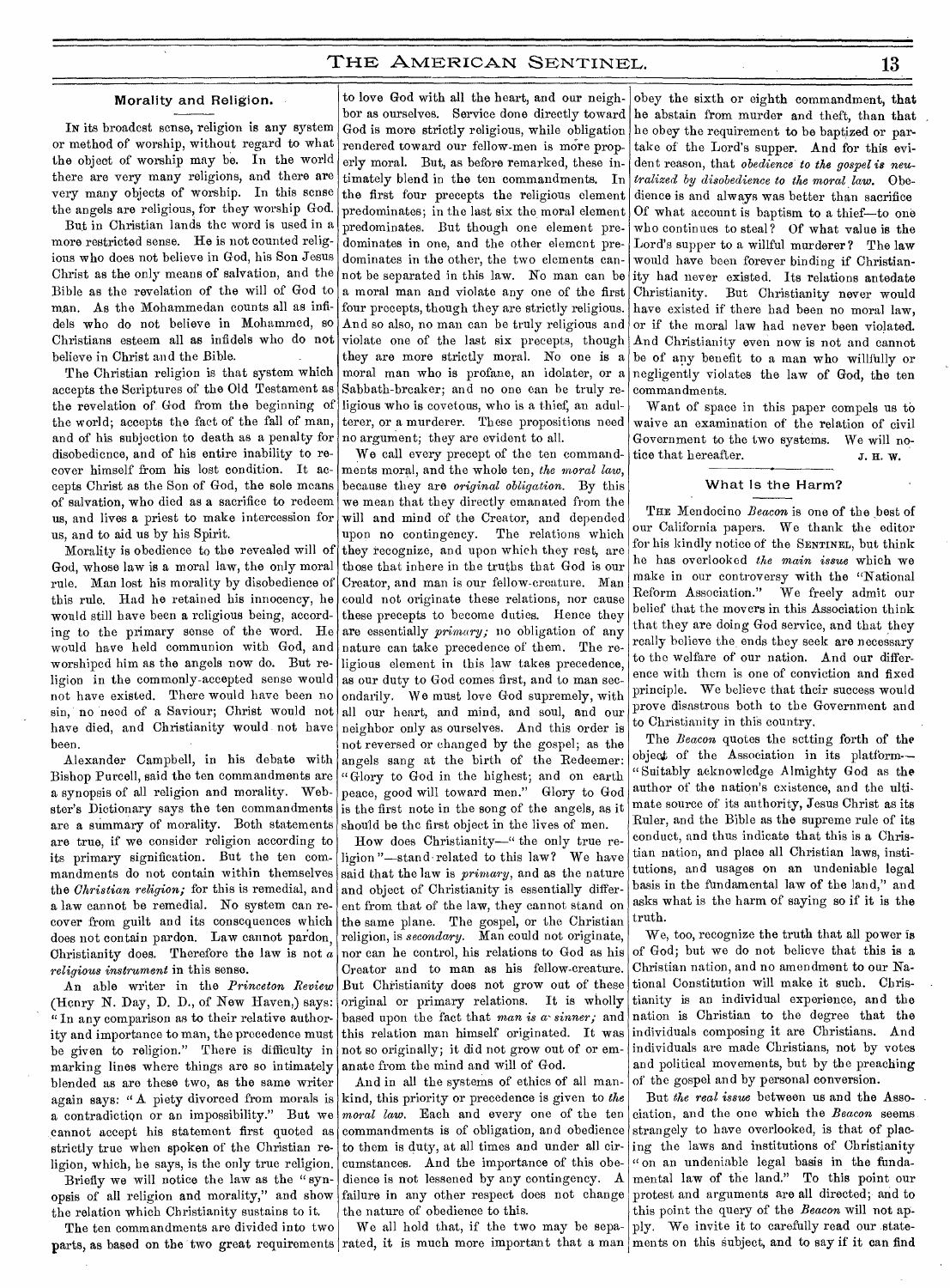## Morality and Religion.

In its broadest sense, religion is any system or method of worship, without regard to what the object of worship may be. In the world there are very many religions, and there are very many objects of worship. In this sense the angels are religious, for they worship God.

But in Christian lands the word is used in a more restricted sense. He is not counted religious who does not believe in God, his Son Jesus Christ as the only means of salvation, and the Bible as the revelation of the will of God to man. As the Mohammedan counts all as infidels who do not believe in Mohammed, so Christians esteem all as infidels who do not believe in Christ and the Bible.

The Christian religion is that system which accepts the Scriptures of the Old Testament as the revelation of God from the beginning of the world; accepts the fact of the fall of man, and of his subjection to death as a penalty for disobedience, and of his entire inability to recover himself from his lost condition. It accepts Christ as the Son of God, the sole means of salvation, who died as a sacrifice to redeem us, and lives a priest to make intercession for us, and to aid us by his Spirit.

Morality is obedience to the revealed will of God, whose law is a moral law, the only moral rule. Man lost his morality by disobedience of this rule. Had he retained his innocency, he would still have been a religious being, according to the primary sense of the word. He would have held communion with God, and worshiped him as the angels now do. But religion in the commonly-accepted sense would not have existed. There would have been no sin, no need of a Saviour; Christ would not have died, and Christianity would not have been.

Alexander Campbell, in his debate with Bishop Purcell, said the ten commandments are a synopsis of all religion and morality. Webster's Dictionary says the ten commandments are a summary of morality. Both statements are true, if we consider religion according to its primary signification. But the ten commandments do not contain within themselves the *Christian religion;* for this is remedial, and a law cannot be remedial. No system can recover from guilt and its consequences which does not contain pardon. Law cannot pardon, Christianity does. Therefore the law is not *a religious instrument* in this sense.

An able writer in the *Princeton Review* (Henry N. Day, D. D., of New Haven,) says: "In any comparison as to their relative authority and importance to man, the precedence must be given to religion." There is difficulty in marking lines where things are so intimately blended as are these two, as the same writer again says: "A piety divorced from morals is a contradiction or an impossibility." But we cannot accept his statement first quoted as strictly true when spoken of the Christian religion, which, he says, is the only true religion.

Briefly we will notice the law as the "synopsis of all religion and morality," and show the relation which Christianity sustains to it.

The ten commandments are divided into two parts, as based on the two great requirements to love God with all the heart, and our neighbor as ourselves. Service done directly toward God is more strictly religious, while obligation rendered toward our fellow-men is more properly moral. But, as before remarked, these intimately blend in the ten commandments. In the first four precepts the religious element predominates; in the last six the moral element predominates. But though one element predominates in one, and the other element predominates in the other, the two elements cannot be separated in this law. No man can be a moral man and violate any one of the first four precepts, though they are strictly religious. And so also, no man can be truly religious and violate one of the last six precepts, though they are more strictly moral. No one is a moral man who is profane, an idolater, or a Sabbath-breaker; and no one can be truly religious who is covetous, who is a thief, an adulterer, or a murderer. These propositions need no argument; they are evident to all.

We call every precept of the ten commandments moral, and the whole ten, *the moral law,* because they are *original obligation.* By this we mean that they directly emanated from the will and mind of the Creator, and depended upon no contingency. The relations which they recognize, and upon which they rest, are those that inhere in the truths that God is our Creator, and man is our fellow-creature. Man could not originate these relations, nor cause these precepts to become duties. Hence they are essentially *primary;* no obligation of any nature can take precedence of them. The religious element in this law takes precedence, as our duty to God comes first, and to man secondarily. We must love God supremely, with all our heart, and mind, and soul, and our neighbor only as ourselves. And this order is not reversed or changed by the gospel; as the angels sang at the birth of the Redeemer: "Glory to God in the highest; and on earth peace, good will toward men." Glory to God is the first note in the song of the angels, as it should be the first object in the lives of men.

How does Christianity—"the only true religion"—stand related to this law? We have said that the law is *primary,* and as the nature and object of Christianity is essentially different from that of the law, they cannot stand on the same plane. The gospel, or the Christian religion, is *secondary.* Man could not originate, nor can he control, his relations to God as his Creator and to man as his fellow-creature. But Christianity does not grow out of these original or primary relations. It is wholly based upon the fact that *man is a sinner;* and this relation man himself originated. It was not so originally; it did not grow out of or emanate from the mind and will of God.

And in all the systems of ethics of all mankind, this priority or precedence is given to *the moral law.* Each and every one of the ten commandments is of obligation, and obedience to them is duty, at all times and under all circumstances. And the importance of this obedience is not lessened by any contingency. A failure in any other respect does not change the nature of obedience to this.

We all hold that, if the two may be separated, it is much more important that a man obey the sixth or eighth commandment, that he abstain from murder and theft, than that he obey the requirement to be baptized or partake of the Lord's supper. And for this evident reason, that *obedience to the gospel is neutralized by disobedience to the moral law.* Obedience is and always was better than sacrifice Of what account is baptism to a thief—to one who continues to steal? Of what value is the Lord's supper to a willful murderer? The law would have been forever binding if Christianity had never existed. Its relations antedate Christianity. But Christianity never would have existed if there had been no moral law, or if the moral law had never been violated. And Christianity even now is not and cannot be of any benefit to a man who willfully or negligently violates the law of God, the ten commandments.

Want of space in this paper compels us to waive an examination of the relation of civil Government to the two systems. We will notice that hereafter.

J. H. W.

## What Is the Harm?

The Mendocino *Beacon* is one of the best of our California papers. We thank the editor for his kindly notice of the Sentinel, but think he has overlooked *the main issue* which we make in our controversy with the "National Reform Association." We freely admit our belief that the movers in this Association think that they are doing God service, and that they really believe the ends they seek are necessary to the welfare of our nation. And our difference with them is one of conviction and fixed principle. We believe that their success would prove disastrous both to the Government and to Christianity in this country.

The *Beacon* quotes the setting forth of the object of the Association in its platform—"Suitably acknowledge Almighty God as the author of the nation's existence, and the ultimate source of its authority, Jesus Christ as its Ruler, and the Bible as the supreme rule of its conduct, and thus indicate that this is a Christian nation, and place all Christian laws, institutions, and usages on an undeniable legal basis in the fundamental law of the land," and asks what is the harm of saying so if it is the truth.

We, too, recognize the truth that all power is of God; but we do not believe that this is a Christian nation, and no amendment to our National Constitution will make it such. Christianity is an individual experience, and the nation is Christian to the degree that the individuals composing it are Christians. And individuals are made Christians, not by votes and political movements, but by the preaching of the gospel and by personal conversion.

But *the real issue* between us and the Association, and the one which the *Beacon* seems strangely to have overlooked, is that of placing the laws and institutions of Christianity "on an undeniable legal basis in the fundamental law of the land." To this point our protest and arguments are all directed; and to this point the query of the *Beacon* will not apply. We invite it to carefully read our statements on this subject, and to say if it can find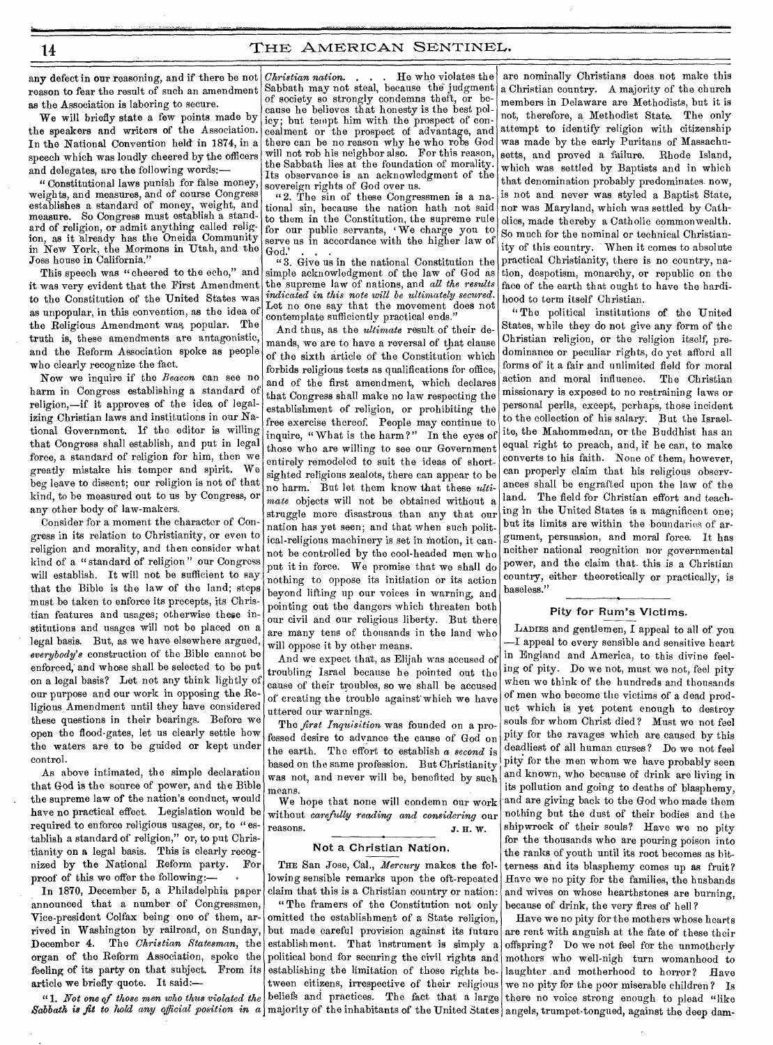any defect in our reasoning, and if there be not reason to fear the result of such an amendment as the Association is laboring to secure.

We will briefly state a few points made by the speakers and writers of the Association. In the National Convention held in 1874, in a speech which was loudly cheered by the officers and delegates, are the following words:—

"Constitutional laws punish for false money, weights, and measures, and of course Congress establishes a standard of money, weight, and measure. So Congress must establish a standard of religion, or admit anything called religion, as it already has the Oneida Community in New York, the Mormons in Utah, and the Joss house in California."

This speech was "cheered to the echo," and it was very evident that the First Amendment to the Constitution of the United States was as unpopular, in this convention, as the idea of the Religious Amendment was popular. The truth is, these amendments are antagonistic, and the Reform Association spoke as people who clearly recognize the fact.

Now we inquire if the *Beacon* can see no harm in Congress establishing a standard of religion,—if it approves of the idea of legalizing Christian laws and institutions in our National Government. If the editor is willing that Congress shall establish, and put in legal force, a standard of religion for him, then we greatly mistake his temper and spirit. We beg leave to dissent; our religion is not of that kind, to be measured out to us by Congress, or any other body of law-makers.

Consider for a moment the character of Congress in its relation to Christianity, or even to religion and morality, and then consider what kind of a "standard of religion" our Congress will establish. It will not be sufficient to say that the Bible is the law of the land; steps must be taken to enforce its precepts, its Christian features and usages; otherwise these institutions and usages will not be placed on a legal basis. But, as we have elsewhere argued, *everybody's* construction of the Bible cannot be enforced, and whose shall be selected to be put on a legal basis? Let not any think lightly of our purpose and our work in opposing the Religious Amendment until they have considered these questions in their bearings. Before we open the flood-gates, let us clearly settle how the waters are to be guided or kept under control.

As above intimated, the simple declaration that God is the source of power, and the Bible the supreme law of the nation's conduct, would have no practical effect. Legislation would be required to enforce religious usages, or, to "establish a standard of religion," or, to put Christianity on a legal basis. This is clearly recognized by the National Reform party. For proof of this we offer the following:—

In 1870, December 5, a Philadelphia paper announced that a number of Congressmen, Vice-president Colfax being one of them, arrived in Washington by railroad, on Sunday, December 4. The *Christian Statesman*, the organ of the Reform Association, spoke the feeling of its party on that subject. From its article we briefly quote. It said:—

"1. *Not one of those men who thus violated the Sabbath is fit to hold any official position in a Christian nation.* . . . He who violates the Sabbath may not steal, because the judgment of society so strongly condemns theft, or because he believes that honesty is the best policy; but tempt him with the prospect of concealment or the prospect of advantage, and there can be no reason why he who robs God will not rob his neighbor also. For this reason, the Sabbath lies at the foundation of morality. Its observance is an acknowledgment of the sovereign rights of God over us.

"2. The sin of these Congressmen is a national sin, because the nation hath not said to them in the Constitution, the supreme rule for our public servants, 'We charge you to serve us in accordance with the higher law of God.' . . .

"3. Give us in the national Constitution the simple acknowledgment of the law of God as the supreme law of nations, and *all the results indicated in this note will be ultimately secured.* Let no one say that the movement does not contemplate sufficiently practical ends."

And thus, as the *ultimate* result of their demands, we are to have a reversal of that clause of the sixth article of the Constitution which forbids religious tests as qualifications for office, and of the first amendment, which declares that Congress shall make no law respecting the establishment of religion, or prohibiting the free exercise thereof. People may continue to inquire, "What is the harm?" In the eyes of those who are willing to see our Government entirely remodeled to suit the ideas of short-sighted religious zealots, there can appear to be no harm. But let them know that these *ultimate* objects will not be obtained without a struggle more disastrous than any that our nation has yet seen; and that when such political-religious machinery is set in motion, it cannot be controlled by the cool-headed men who put it in force. We promise that we shall do nothing to oppose its initiation or its action beyond lifting up our voices in warning, and pointing out the dangers which threaten both our civil and our religious liberty. But there are many tens of thousands in the land who will oppose it by other means.

And we expect that, as Elijah was accused of troubling Israel because he pointed out the cause of their troubles, so we shall be accused of creating the trouble against which we have uttered our warnings.

The *first Inquisition* was founded on a professed desire to advance the cause of God on the earth. The effort to establish *a second* is based on the same profession. But Christianity was not, and never will be, benefited by such means.

We hope that none will condemn our work without *carefully reading and considering* our reasons. J. H. W.

## Not a Christian Nation.

The San Jose, Cal., *Mercury* makes the following sensible remarks upon the oft-repeated claim that this is a Christian country or nation:

"The framers of the Constitution not only omitted the establishment of a State religion, but made careful provision against its future establishment. That instrument is simply a political bond for securing the civil rights and establishing the limitation of those rights between citizens, irrespective of their religious beliefs and practices. The fact that a large majority of the inhabitants of the United States are nominally Christians does not make this a Christian country. A majority of the church members in Delaware are Methodists, but it is not, therefore, a Methodist State. The only attempt to identify religion with citizenship was made by the early Puritans of Massachusetts, and proved a failure. Rhode Island, which was settled by Baptists and in which that denomination probably predominates now, is not and never was styled a Baptist State, nor was Maryland, which was settled by Catholics, made thereby a Catholic commonwealth. So much for the nominal or technical Christianity of this country. When it comes to absolute practical Christianity, there is no country, nation, despotism, monarchy, or republic on the face of the earth that ought to have the hardihood to term itself Christian.

"The political institutions of the United States, while they do not give any form of the Christian religion, or the religion itself, predominance or peculiar rights, do yet afford all forms of it a fair and unlimited field for moral action and moral influence. The Christian missionary is exposed to no restraining laws or personal perils, except, perhaps, those incident to the collection of his salary. But the Israelite, the Mahommedan, or the Buddhist has an equal right to preach, and, if he can, to make converts to his faith. None of them, however, can properly claim that his religious observances shall be engrafted upon the law of the land. The field for Christian effort and teaching in the United States is a magnificent one; but its limits are within the boundaries of argument, persuasion, and moral force. It has neither national reognition nor governmental power, and the claim that this is a Christian country, either theoretically or practically, is baseless."

## Pity for Rum's Victims.

Ladies and gentlemen, I appeal to all of you—I appeal to every sensible and sensitive heart in England and America, to this divine feeling of pity. Do we not, must we not, feel pity when we think of the hundreds and thousands of men who become the victims of a dead product which is yet potent enough to destroy souls for whom Christ died? Must we not feel pity for the ravages which are caused by this deadliest of all human curses? Do we not feel pity for the men whom we have probably seen and known, who because of drink are living in its pollution and going to deaths of blasphemy, and are giving back to the God who made them nothing but the dust of their bodies and the shipwreck of their souls? Have we no pity for the thousands who are pouring poison into the ranks of youth until its root becomes as bitterness and its blasphemy comes up as fruit? Have we no pity for the families, the husbands and wives on whose hearthstones are burning, because of drink, the very fires of hell?

Have we no pity for the mothers whose hearts are rent with anguish at the fate of these their offspring? Do we not feel for the unmotherly mothers who well-nigh turn womanhood to laughter and motherhood to horror? Have we no pity for the poor miserable children? Is there no voice strong enough to plead "like angels, trumpet-tongued, against the deep dam-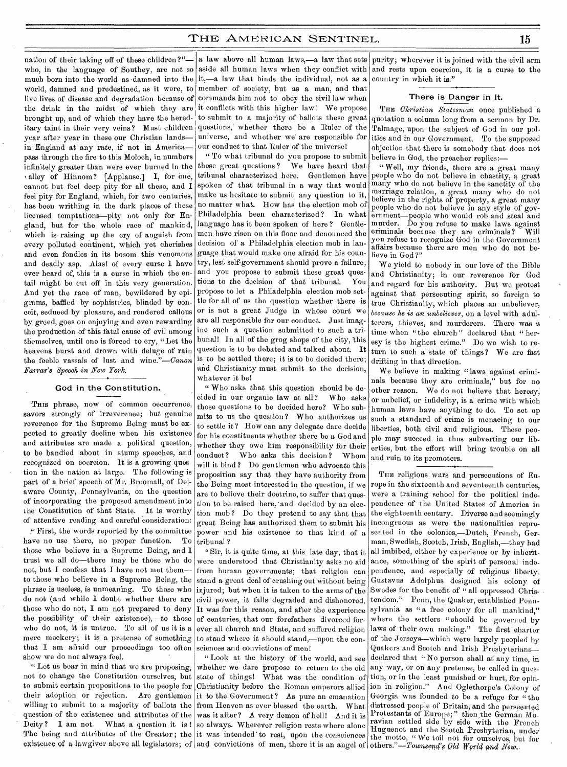nation of their taking off of these children?"—who, in the language of Southey, are not so much born into the world as damned into the world, damned and predestined, as it were, to live lives of disease and degradation because of the drink in the midst of which they are brought up, and of which they have the hereditary taint in their very veins? Must children year after year in these our Christian lands—in England at any rate, if not in America—pass through the fire to this Moloch, in numbers infinitely greater than were ever burned in the valley of Hinnom? [Applause.] I, for one, cannot but feel deep pity for all these, and I feel pity for England, which, for two centuries, has been writhing in the dark places of these licensed temptations—pity not only for England, but for the whole race of mankind, which is raising up the cry of anguish from every polluted continent, which yet cherishes and even fondles in its bosom this venomous and deadly asp. Alas! of every curse I have ever heard of, this is a curse in which the entail might be cut off in this very generation. And yet the race of man, bewildered by epigrams, baffled by sophistries, blinded by conceit, seduced by pleasure, and rendered callous by greed, goes on enjoying and even rewarding the production of this fatal cause of evil among themselves, until one is forced to cry, "Let the heavens burst and drown with deluge of rain the feeble vassals of lust and wine."—*Canon Farrar's Speech in New York.*

## God in the Constitution.

This phrase, now of common occurrence, savors strongly of irreverence; but genuine reverence for the Supreme Being must be expected to greatly decline when his existence and attributes are made a political question, to be bandied about in stump speeches, and recognized on coercion. It is a growing question in the nation at large. The following is part of a brief speech of Mr. Broomall, of Delaware County, Pennsylvania, on the question of incorporating the proposed amendment into the Constitution of that State. It is worthy of attentive reading and careful consideration:

"First, the words reported by the committee have no use there, no proper function. To those who believe in a Supreme Being, and I trust we all do—there may be those who do not, but I confess that I have not met them—to those who believe in a Supreme Being, the phrase is useless, is unmeaning. To those who do not (and while I doubt whether there are those who do not, I am not prepared to deny the possibility of their existence),—to those who do not, it is untrue. To all of us it is a mere mockery; it is a pretense of something that I am afraid our proceedings too often show we do not always feel.

"Let us bear in mind that we are proposing, not to change the Constitution ourselves, but to submit certain propositions to the people for their adoption or rejection. Are gentlemen willing to submit to a majority of ballots the question of the existence and attributes of the Deity? I am not. What a question it is! The being and attributes of the Creator; the existence of a lawgiver above all legislators; of a law above all human laws,—a law that sets aside all human laws when they conflict with it,—a law that binds the individual, not as a member of society, but as a man, and that commands him not to obey the civil law when it conflicts with this higher law! We propose to submit to a majority of ballots these great questions, whether there be a Ruler of the universe, and whether we are responsible for our conduct to that Ruler of the universe!

"To what tribunal do you propose to submit these great questions? We have heard that tribunal characterized here. Gentlemen have spoken of that tribunal in a way that would make us hesitate to submit any question to it, no matter what. How has the election mob of Philadelphia been characterized? In what language has it been spoken of here? Gentlemen have risen on this floor and denounced the decision of a Philadelphia election mob in language that would make one afraid for his country, lest self-government should prove a failure; and you propose to submit these great questions to the decision of that tribunal. You propose to let a Philadelphia election mob settle for all of us the question whether there is or is not a great Judge in whose court we are all responsible for our conduct. Just imagine such a question submitted to such a tribunal! In all of the grog shops of the city, this question is to be debated and talked about. It is to be settled there; it is to be decided there; and Christianity must submit to the decision, whatever it be!

"Who asks that this question should be decided in our organic law at all? Who asks those questions to be decided here? Who submits to us the question? Who authorizes us to settle it? How can any delegate dare decide for his constituents whether there be a God and whether they owe him responsibility for their conduct? Who asks this decision? Whom will it bind? Do gentlemen who advocate this proposition say that they have authority from the Being most interested in the question, if we are to believe their doctrine, to suffer that question to be raised here, and decided by an election mob? Do they pretend to say that that great Being has authorized them to submit his power and his existence to that kind of a tribunal?

"Sir, it is quite time, at this late day, that it were understood that Christianity asks no aid from human governments; that religion can stand a great deal of crushing out without being injured; but when it is taken to the arms of the civil power, it falls degraded and dishonored. It was for this reason, and after the experience of centuries, that our forefathers divorced forever all church and State, and suffered religion to stand where it should stand,—upon the consciences and convictions of men!

"Look at the history of the world, and see whether we dare propose to return to the old state of things! What was the condition of Christianity before the Roman emperors allied it to the Government? As pure an emanation from Heaven as ever blessed the earth. What was it after? A very demon of hell! And it is so always. Wherever religion rests where alone it was intended to rest, upon the consciences and convictions of men, there it is an angel of purity; wherever it is joined with the civil arm and rests upon coercion, it is a curse to the country in which it is."

## There is Danger in It.

The *Christian Statesman* once published a quotation a column long from a sermon by Dr. Talmage, upon the subject of God in our politics and in our Government. To the supposed objection that there is somebody that does not believe in God, the preacher replies:—

"Well, my friends, there are a great many people who do not believe in chastity, a great many who do not believe in the sanctity of the marriage relation, a great many who do not believe in the rights of property, a great many people who do not believe in any style of government—people who would rob and steal and murder. Do you refuse to make laws against criminals because they are criminals? Will you refuse to recognize God in the Government affairs because there are men who do not believe in God?"

We yield to nobody in our love of the Bible and Christianity; in our reverence for God and regard for his authority. But we protest against that persecuting spirit, so foreign to true Christianity, which places an unbeliever, *because he is an unbeliever*, on a level with adulterers, thieves, and murderers. There was a time when "the church" declared that "heresy is the highest crime." Do we wish to return to such a state of things? We are fast drifting in that direction.

We believe in making "laws against criminals because they are criminals," but for no other reason. We do not believe that heresy, or unbelief, or infidelity, is a crime with which human laws have anything to do. To set up such a standard of crime is menacing to our liberties, both civil and religious. These people may succeed in thus subverting our liberties, but the effort will bring trouble on all and ruin to its promoters.

---

The religious wars and persecutions of Europe in the sixteenth and seventeenth centuries, were a training school for the political independence of the United States of America in the eighteenth century. Diverse and seemingly incongruous as were the nationalities represented in the colonies,—Dutch, French, German, Swedish, Scotch, Irish, English,—they had all imbibed, either by experience or by inheritance, something of the spirit of personal independence, and especially of religious liberty. Gustavus Adolphus designed his colony of Swedes for the benefit of "all oppressed Christendom." Penn, the Quaker, established Pennsylvania as "a free colony for all mankind," where the settlers "should be governed by laws of their own making." The first charter of the Jerseys—which were largely peopled by Quakers and Scotch and Irish Presbyterians—declared that "No person shall at any time, in any way, or on any pretense, be called in question, or in the least punished or hurt, for opinion in religion." And Oglethorpe's Colony of Georgia was founded to be a refuge for "the distressed people of Britain, and the persecuted Protestants of Europe;" then the German Moravian settled side by side with the French Huguenot and the Scotch Presbyterian, under the motto, "We toil not for ourselves, but for others."—*Townsend's Old World and New.*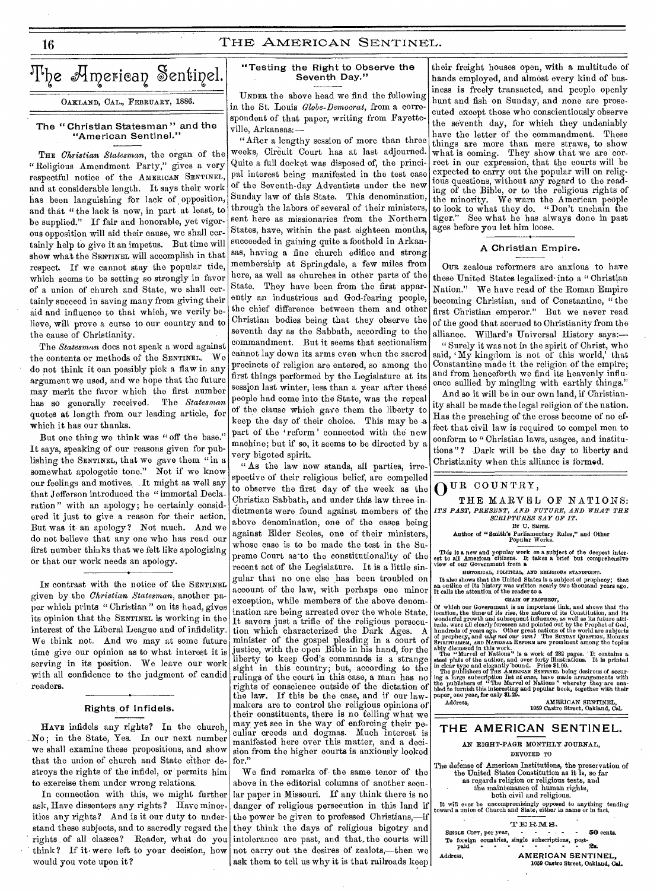# The American Sentinel.

OAKLAND, CAL., FEBRUARY, 1886.

### The "Christian Statesman" and the "American Sentinel."

THE *Christian Statesman*, the organ of the "Religious Amendment Party," gives a very respectful notice of the AMERICAN SENTINEL, and at considerable length. It says their work has been languishing for lack of opposition, and that "the lack is now, in part at least, to be supplied." If fair and honorable, yet vigorous opposition will aid their cause, we shall certainly help to give it an impetus. But time will show what the SENTINEL will accomplish in that respect. If we cannot stay the popular tide, which seems to be setting so strongly in favor of a union of church and State, we shall certainly succeed in saving many from giving their aid and influence to that which, we verily believe, will prove a curse to our country and to the cause of Christianity.

The *Statesman* does not speak a word against the contents or methods of the SENTINEL. We do not think it can possibly pick a flaw in any argument we used, and we hope that the future may merit the favor which the first number has so generally received. The *Statesman* quotes at length from our leading article, for which it has our thanks.

But one thing we think was "off the base." It says, speaking of our reasons given for publishing the SENTINEL, that we gave them "in a somewhat apologetic tone." Not if we know our feelings and motives. It might as well say that Jefferson introduced the "immortal Declaration" with an apology; he certainly considered it just to give a reason for their action. But was it an apology? Not much. And we do not believe that any one who has read our first number thinks that we felt like apologizing or that our work needs an apology.

IN contrast with the notice of the SENTINEL given by the *Christian Statesman*, another paper which prints "Christian" on its head, gives its opinion that the SENTINEL is working in the interest of the Liberal League and of infidelity. We think not. And we may at some future time give our opinion as to what interest it is serving in its position. We leave our work with all confidence to the judgment of candid readers.

### Rights of Infidels.

HAVE infidels any rights? In the church, No; in the State, Yes. In our next number we shall examine these propositions, and show that the union of church and State either destroys the rights of the infidel, or permits him to exercise them under wrong relations.

In connection with this, we might further ask, Have dissenters any rights? Have minorities any rights? And is it our duty to understand these subjects, and to sacredly regard the rights of all classes? Reader, what do you think? If it were left to your decision, how would you vote upon it?

### "Testing the Right to Observe the Seventh Day."

UNDER the above head we find the following in the St. Louis *Globe-Democrat*, from a correspondent of that paper, writing from Fayetteville, Arkansas:—

"After a lengthy session of more than three weeks, Circuit Court has at last adjourned. Quite a full docket was disposed of, the principal interest being manifested in the test case of the Seventh-day Adventists under the new Sunday law of this State. This denomination, through the labors of several of their ministers, sent here as missionaries from the Northern States, have, within the past eighteen months, succeeded in gaining quite a foothold in Arkansas, having a fine church edifice and strong membership at Springdale, a few miles from here, as well as churches in other parts of the State. They have been from the first apparently an industrious and God-fearing people, the chief difference between them and other Christian bodies being that they observe the seventh day as the Sabbath, according to the commandment. But it seems that sectionalism cannot lay down its arms even when the sacred precincts of religion are entered, so among the first things performed by the Legislature at its session last winter, less than a year after these people had come into the State, was the repeal of the clause which gave them the liberty to keep the day of their choice. This may be a part of the 'reform' connected with the new machine; but if so, it seems to be directed by a very bigoted spirit.

"As the law now stands, all parties, irrespective of their religious belief, are compelled to observe the first day of the week as the Christian Sabbath, and under this law three indictments were found against members of the above denomination, one of the cases being against Elder Scoles, one of their ministers, whose case is to be made the test in the Supreme Court as to the constitutionality of the recent act of the Legislature. It is a little singular that no one else has been troubled on account of the law, with perhaps one minor exception, while members of the above denomination are being arrested over the whole State. It savors just a trifle of the religious persecution which characterized the Dark Ages. A minister of the gospel pleading in a court of justice, with the open Bible in his hand, for the liberty to keep God's commands is a strange sight in this country; but, according to the rulings of the court in this case, a man has no rights of conscience outside of the dictation of the law. If this be the case, and if our lawmakers are to control the religious opinions of their constituents, there is no telling what we may yet see in the way of enforcing their peculiar creeds and dogmas. Much interest is manifested here over this matter, and a decision from the higher courts is anxiously looked for."

We find remarks of the same tenor of the above in the editorial columns of another secular paper in Missouri. If any think there is no danger of religious persecution in this land if the power be given to professed Christians,—if they think the days of religious bigotry and intolerance are past, and that the courts will not carry out the desires of zealots,—then we ask them to tell us why it is that railroads keep their freight houses open, with a multitude of hands employed, and almost every kind of business is freely transacted, and people openly hunt and fish on Sunday, and none are prosecuted except those who conscientiously observe the seventh day, for which they undeniably have the letter of the commandment. These things are more than mere straws, to show what is coming. They show that we are correct in our expression, that the courts will be expected to carry out the popular will on religious questions, without any regard to the reading of the Bible, or to the religious rights of the minority. We warn the American people to look to what they do. "Don't unchain the tiger." See what he has always done in past ages before you let him loose.

### A Christian Empire.

OUR zealous reformers are anxious to have these United States legalized into a "Christian Nation." We have read of the Roman Empire becoming Christian, and of Constantine, "the first Christian emperor." But we never read of the good that accrued to Christianity from the alliance. Willard's Universal History says:—

"Surely it was not in the spirit of Christ, who said, 'My kingdom is not of this world,' that Constantine made it the religion of the empire; and from henceforth we find its heavenly influence sullied by mingling with earthly things."

And so it will be in our own land, if Christianity shall be made the legal religion of the nation. Has the preaching of the cross become of no effect that civil law is required to compel men to conform to "Christian laws, usages, and institutions"? Dark will be the day to liberty and Christianity when this alliance is formed.

---

## OUR COUNTRY,

### THE MARVEL OF NATIONS:

*ITS PAST, PRESENT, AND FUTURE, AND WHAT THE SCRIPTURES SAY OF IT.*

BY U. SMITH.

Author of "Smith's Parliamentary Rules," and Other Popular Works.

This is a new and popular work on a subject of the deepest interest to all American citizens. It takes a brief but comprehensive view of our Government from a

HISTORICAL, POLITICAL, AND RELIGIOUS STANDPOINT.

It also shows that the United States is a subject of prophecy; that an outline of its history was written nearly two thousand years ago. It calls the attention of the reader to a

CHAIN OF PROPHECY,

Of which our Government is an important link, and shows that the location, the time of its rise, the nature of its Constitution, and its wonderful growth and subsequent influence, as well as its future attitude, were all clearly foreseen and pointed out by the Prophet of God, hundreds of years ago. Other great nations of the world are subjects of prophecy, and *why not our own?* The SUNDAY QUESTION, MODERN SPIRITUALISM, AND NATIONAL REFORM are prominent among the topics ably discussed in this work.

The "Marvel of Nations" is a work of 282 pages. It contains a steel plate of the author, and over forty illustrations. It is printed in clear type and elegantly bound. Price $1.00.

The publishers of THE AMERICAN SENTINEL being desirous of securing a large subscription list *at once*, have made arrangements with the publishers of "The Marvel of Nations" whereby they are enabled to furnish this interesting and popular book, together with their paper, one year, for only $1.25.

Address, AMERICAN SENTINEL, 1059 Castro Street, Oakland, Cal.

---

## THE AMERICAN SENTINEL.

AN EIGHT-PAGE MONTHLY JOURNAL,

DEVOTED TO

The defense of American Institutions, the preservation of the United States Constitution as it is, so far as regards religion or religious tests, and the maintenance of human rights, both civil and religious.

It will ever be uncompromisingly opposed to anything tending toward a union of Church and State, either in name or in fact.

TERMS.

SINGLE COPY, per year, - - - - - 50 cents.

To foreign countries, single subscriptions, post-paid - - - - - - - 2s.

Address, AMERICAN SENTINEL, 1059 Castro Street, Oakland, Cal.